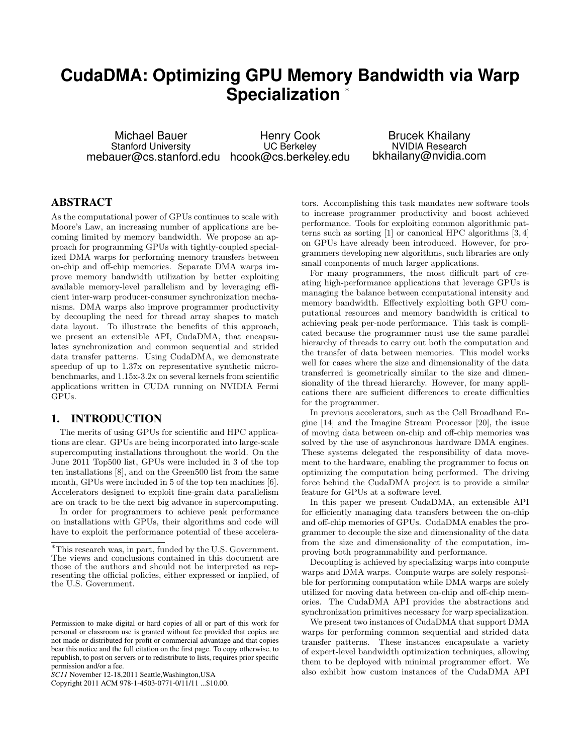# CudaDMA: Optimizing GPU Memory Bandwidth via Warp Specialization *

Michael Bauer
Stanford University
mebauer@cs.stanford.edu

Henry Cook
UC Berkeley
hcook@cs.berkeley.edu

Brucek Khailany
NVIDIA Research
bkhailany@nvidia.com

## ABSTRACT

As the computational power of GPUs continues to scale with Moore's Law, an increasing number of applications are becoming limited by memory bandwidth. We propose an approach for programming GPUs with tightly-coupled specialized DMA warps for performing memory transfers between on-chip and off-chip memories. Separate DMA warps improve memory bandwidth utilization by better exploiting available memory-level parallelism and by leveraging efficient inter-warp producer-consumer synchronization mechanisms. DMA warps also improve programmer productivity by decoupling the need for thread array shapes to match data layout. To illustrate the benefits of this approach, we present an extensible API, CudaDMA, that encapsulates synchronization and common sequential and strided data transfer patterns. Using CudaDMA, we demonstrate speedup of up to 1.37x on representative synthetic microbenchmarks, and 1.15x-3.2x on several kernels from scientific applications written in CUDA running on NVIDIA Fermi GPUs.

## 1. INTRODUCTION

The merits of using GPUs for scientific and HPC applications are clear. GPUs are being incorporated into large-scale supercomputing installations throughout the world. On the June 2011 Top500 list, GPUs were included in 3 of the top ten installations [8], and on the Green500 list from the same month, GPUs were included in 5 of the top ten machines [6]. Accelerators designed to exploit fine-grain data parallelism are on track to be the next big advance in supercomputing.

In order for programmers to achieve peak performance on installations with GPUs, their algorithms and code will have to exploit the performance potential of these accelerators. Accomplishing this task mandates new software tools to increase programmer productivity and boost achieved performance. Tools for exploiting common algorithmic patterns such as sorting [1] or canonical HPC algorithms [3, 4] on GPUs have already been introduced. However, for programmers developing new algorithms, such libraries are only small components of much larger applications.

For many programmers, the most difficult part of creating high-performance applications that leverage GPUs is managing the balance between computational intensity and memory bandwidth. Effectively exploiting both GPU computational resources and memory bandwidth is critical to achieving peak per-node performance. This task is complicated because the programmer must use the same parallel hierarchy of threads to carry out both the computation and the transfer of data between memories. This model works well for cases where the size and dimensionality of the data transferred is geometrically similar to the size and dimensionality of the thread hierarchy. However, for many applications there are sufficient differences to create difficulties for the programmer.

In previous accelerators, such as the Cell Broadband Engine [14] and the Imagine Stream Processor [20], the issue of moving data between on-chip and off-chip memories was solved by the use of asynchronous hardware DMA engines. These systems delegated the responsibility of data movement to the hardware, enabling the programmer to focus on optimizing the computation being performed. The driving force behind the CudaDMA project is to provide a similar feature for GPUs at a software level.

In this paper we present CudaDMA, an extensible API for efficiently managing data transfers between the on-chip and off-chip memories of GPUs. CudaDMA enables the programmer to decouple the size and dimensionality of the data from the size and dimensionality of the computation, improving both programmability and performance.

Decoupling is achieved by specializing warps into compute warps and DMA warps. Compute warps are solely responsible for performing computation while DMA warps are solely utilized for moving data between on-chip and off-chip memories. The CudaDMA API provides the abstractions and synchronization primitives necessary for warp specialization.

We present two instances of CudaDMA that support DMA warps for performing common sequential and strided data transfer patterns. These instances encapsulate a variety of expert-level bandwidth optimization techniques, allowing them to be deployed with minimal programmer effort. We also exhibit how custom instances of the CudaDMA API

---

*This research was, in part, funded by the U.S. Government. The views and conclusions contained in this document are those of the authors and should not be interpreted as representing the official policies, either expressed or implied, of the U.S. Government.

Permission to make digital or hard copies of all or part of this work for personal or classroom use is granted without fee provided that copies are not made or distributed for profit or commercial advantage and that copies bear this notice and the full citation on the first page. To copy otherwise, to republish, to post on servers or to redistribute to lists, requires prior specific permission and/or a fee.
*SC11* November 12-18,2011 Seattle,Washington,USA
Copyright 2011 ACM 978-1-4503-0771-0/11/11 ...$10.00.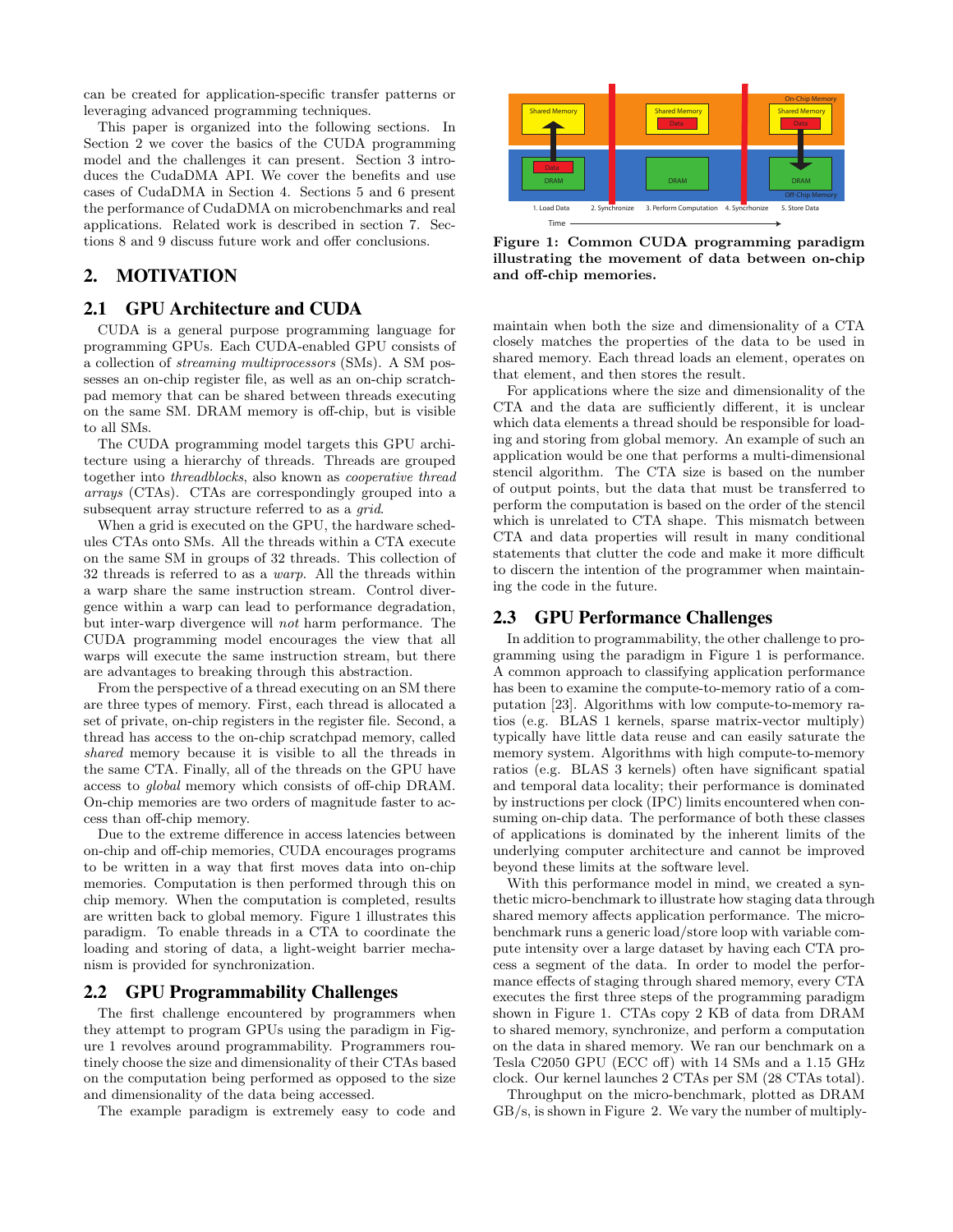can be created for application-specific transfer patterns or leveraging advanced programming techniques.

This paper is organized into the following sections. In Section 2 we cover the basics of the CUDA programming model and the challenges it can present. Section 3 introduces the CudaDMA API. We cover the benefits and use cases of CudaDMA in Section 4. Sections 5 and 6 present the performance of CudaDMA on microbenchmarks and real applications. Related work is described in section 7. Sections 8 and 9 discuss future work and offer conclusions.

## 2. MOTIVATION

### 2.1 GPU Architecture and CUDA

CUDA is a general purpose programming language for programming GPUs. Each CUDA-enabled GPU consists of a collection of *streaming multiprocessors* (SMs). A SM possesses an on-chip register file, as well as an on-chip scratchpad memory that can be shared between threads executing on the same SM. DRAM memory is off-chip, but is visible to all SMs.

The CUDA programming model targets this GPU architecture using a hierarchy of threads. Threads are grouped together into *threadblocks*, also known as *cooperative thread arrays* (CTAs). CTAs are correspondingly grouped into a subsequent array structure referred to as a *grid*.

When a grid is executed on the GPU, the hardware schedules CTAs onto SMs. All the threads within a CTA execute on the same SM in groups of 32 threads. This collection of 32 threads is referred to as a *warp*. All the threads within a warp share the same instruction stream. Control divergence within a warp can lead to performance degradation, but inter-warp divergence will *not* harm performance. The CUDA programming model encourages the view that all warps will execute the same instruction stream, but there are advantages to breaking through this abstraction.

From the perspective of a thread executing on an SM there are three types of memory. First, each thread is allocated a set of private, on-chip registers in the register file. Second, a thread has access to the on-chip scratchpad memory, called *shared* memory because it is visible to all the threads in the same CTA. Finally, all of the threads on the GPU have access to *global* memory which consists of off-chip DRAM. On-chip memories are two orders of magnitude faster to access than off-chip memory.

Due to the extreme difference in access latencies between on-chip and off-chip memories, CUDA encourages programs to be written in a way that first moves data into on-chip memories. Computation is then performed through this on chip memory. When the computation is completed, results are written back to global memory. Figure 1 illustrates this paradigm. To enable threads in a CTA to coordinate the loading and storing of data, a light-weight barrier mechanism is provided for synchronization.

**Figure 1: Common CUDA programming paradigm illustrating the movement of data between on-chip and off-chip memories.**

### 2.2 GPU Programmability Challenges

The first challenge encountered by programmers when they attempt to program GPUs using the paradigm in Figure 1 revolves around programmability. Programmers routinely choose the size and dimensionality of their CTAs based on the computation being performed as opposed to the size and dimensionality of the data being accessed.

The example paradigm is extremely easy to code and maintain when both the size and dimensionality of a CTA closely matches the properties of the data to be used in shared memory. Each thread loads an element, operates on that element, and then stores the result.

For applications where the size and dimensionality of the CTA and the data are sufficiently different, it is unclear which data elements a thread should be responsible for loading and storing from global memory. An example of such an application would be one that performs a multi-dimensional stencil algorithm. The CTA size is based on the number of output points, but the data that must be transferred to perform the computation is based on the order of the stencil which is unrelated to CTA shape. This mismatch between CTA and data properties will result in many conditional statements that clutter the code and make it more difficult to discern the intention of the programmer when maintaining the code in the future.

### 2.3 GPU Performance Challenges

In addition to programmability, the other challenge to programming using the paradigm in Figure 1 is performance. A common approach to classifying application performance has been to examine the compute-to-memory ratio of a computation [23]. Algorithms with low compute-to-memory ratios (e.g. BLAS 1 kernels, sparse matrix-vector multiply) typically have little data reuse and can easily saturate the memory system. Algorithms with high compute-to-memory ratios (e.g. BLAS 3 kernels) often have significant spatial and temporal data locality; their performance is dominated by instructions per clock (IPC) limits encountered when consuming on-chip data. The performance of both these classes of applications is dominated by the inherent limits of the underlying computer architecture and cannot be improved beyond these limits at the software level.

With this performance model in mind, we created a synthetic micro-benchmark to illustrate how staging data through shared memory affects application performance. The micro-benchmark runs a generic load/store loop with variable compute intensity over a large dataset by having each CTA process a segment of the data. In order to model the performance effects of staging through shared memory, every CTA executes the first three steps of the programming paradigm shown in Figure 1. CTAs copy 2 KB of data from DRAM to shared memory, synchronize, and perform a computation on the data in shared memory. We ran our benchmark on a Tesla C2050 GPU (ECC off) with 14 SMs and a 1.15 GHz clock. Our kernel launches 2 CTAs per SM (28 CTAs total).

Throughput on the micro-benchmark, plotted as DRAM GB/s, is shown in Figure 2. We vary the number of multiply-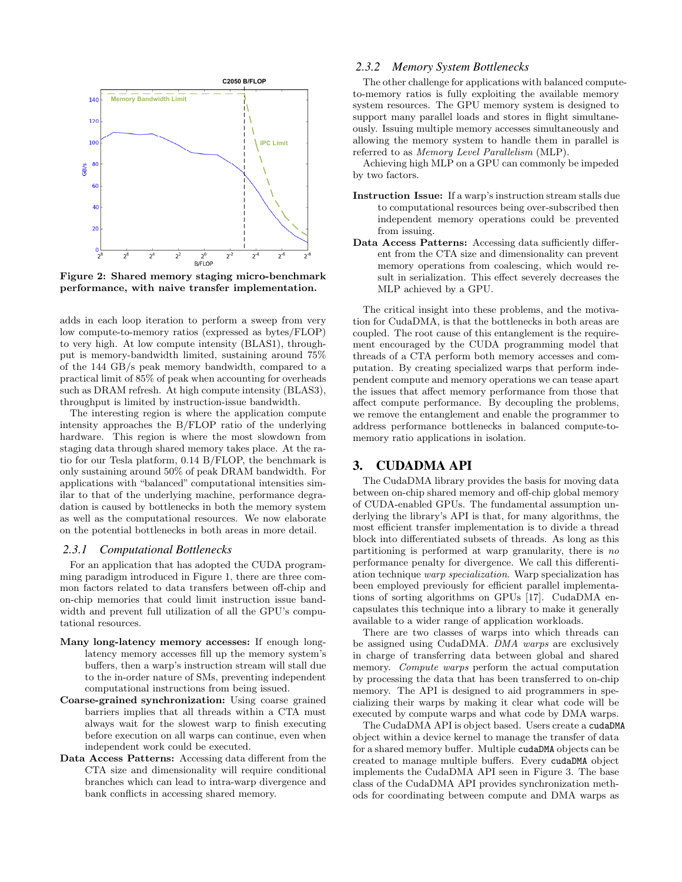C2050 B/FLOP

Memory Bandwidth Limit

IPC Limit

GB/s

140
120
100
80
60
40
20
0

$2^8$ $2^6$ $2^4$ $2^2$ $2^0$ $2^{-2}$ $2^{-4}$ $2^{-6}$ $2^{-8}$

B/FLOP

**Figure 2: Shared memory staging micro-benchmark performance, with naive transfer implementation.**

adds in each loop iteration to perform a sweep from very low compute-to-memory ratios (expressed as bytes/FLOP) to very high. At low compute intensity (BLAS1), throughput is memory-bandwidth limited, sustaining around 75% of the 144 GB/s peak memory bandwidth, compared to a practical limit of 85% of peak when accounting for overheads such as DRAM refresh. At high compute intensity (BLAS3), throughput is limited by instruction-issue bandwidth.

The interesting region is where the application compute intensity approaches the B/FLOP ratio of the underlying hardware. This region is where the most slowdown from staging data through shared memory takes place. At the ratio for our Tesla platform, 0.14 B/FLOP, the benchmark is only sustaining around 50% of peak DRAM bandwidth. For applications with "balanced" computational intensities similar to that of the underlying machine, performance degradation is caused by bottlenecks in both the memory system as well as the computational resources. We now elaborate on the potential bottlenecks in both areas in more detail.

### 2.3.1 Computational Bottlenecks

For an application that has adopted the CUDA programming paradigm introduced in Figure 1, there are three common factors related to data transfers between off-chip and on-chip memories that could limit instruction issue bandwidth and prevent full utilization of all the GPU's computational resources.

**Many long-latency memory accesses:** If enough long-latency memory accesses fill up the memory system's buffers, then a warp's instruction stream will stall due to the in-order nature of SMs, preventing independent computational instructions from being issued.

**Coarse-grained synchronization:** Using coarse grained barriers implies that all threads within a CTA must always wait for the slowest warp to finish executing before execution on all warps can continue, even when independent work could be executed.

**Data Access Patterns:** Accessing data different from the CTA size and dimensionality will require conditional branches which can lead to intra-warp divergence and bank conflicts in accessing shared memory.

### 2.3.2 Memory System Bottlenecks

The other challenge for applications with balanced compute-to-memory ratios is fully exploiting the available memory system resources. The GPU memory system is designed to support many parallel loads and stores in flight simultaneously. Issuing multiple memory accesses simultaneously and allowing the memory system to handle them in parallel is referred to as *Memory Level Parallelism* (MLP).

Achieving high MLP on a GPU can commonly be impeded by two factors.

**Instruction Issue:** If a warp's instruction stream stalls due to computational resources being over-subscribed then independent memory operations could be prevented from issuing.

**Data Access Patterns:** Accessing data sufficiently different from the CTA size and dimensionality can prevent memory operations from coalescing, which would result in serialization. This effect severely decreases the MLP achieved by a GPU.

The critical insight into these problems, and the motivation for CudaDMA, is that the bottlenecks in both areas are coupled. The root cause of this entanglement is the requirement encouraged by the CUDA programming model that threads of a CTA perform both memory accesses and computation. By creating specialized warps that perform independent compute and memory operations we can tease apart the issues that affect memory performance from those that affect compute performance. By decoupling the problems, we remove the entanglement and enable the programmer to address performance bottlenecks in balanced compute-to-memory ratio applications in isolation.

## 3. CUDADMA API

The CudaDMA library provides the basis for moving data between on-chip shared memory and off-chip global memory of CUDA-enabled GPUs. The fundamental assumption underlying the library's API is that, for many algorithms, the most efficient transfer implementation is to divide a thread block into differentiated subsets of threads. As long as this partitioning is performed at warp granularity, there is *no* performance penalty for divergence. We call this differentiation technique *warp specialization*. Warp specialization has been employed previously for efficient parallel implementations of sorting algorithms on GPUs [17]. CudaDMA encapsulates this technique into a library to make it generally available to a wider range of application workloads.

There are two classes of warps into which threads can be assigned using CudaDMA. *DMA warps* are exclusively in charge of transferring data between global and shared memory. *Compute warps* perform the actual computation by processing the data that has been transferred to on-chip memory. The API is designed to aid programmers in specializing their warps by making it clear what code will be executed by compute warps and what code by DMA warps.

The CudaDMA API is object based. Users create a `cudaDMA` object within a device kernel to manage the transfer of data for a shared memory buffer. Multiple `cudaDMA` objects can be created to manage multiple buffers. Every `cudaDMA` object implements the CudaDMA API seen in Figure 3. The base class of the CudaDMA API provides synchronization methods for coordinating between compute and DMA warps as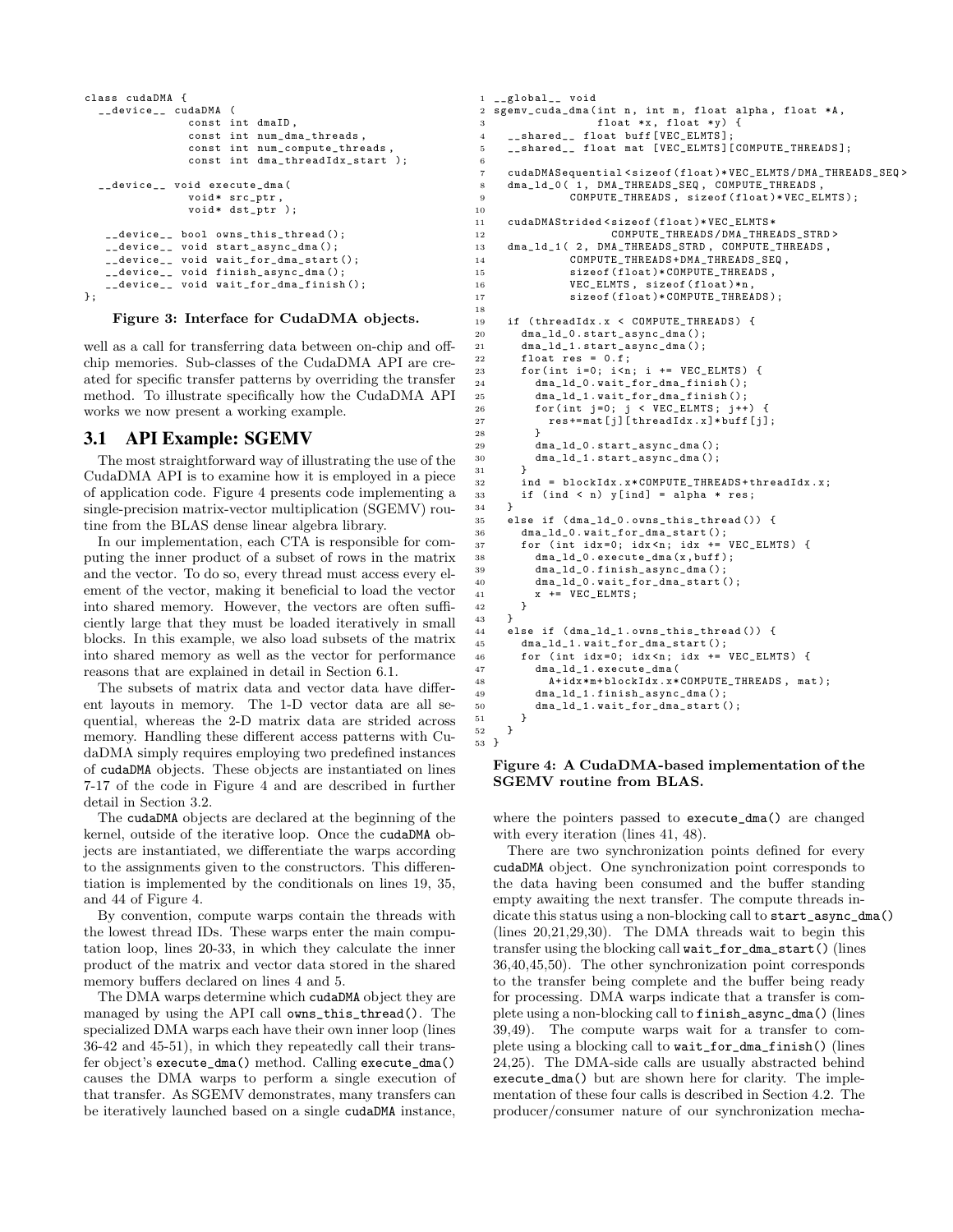```
class cudaDMA {
  __device__ cudaDMA (
              const int dmaID,
              const int num_dma_threads,
              const int num_compute_threads,
              const int dma_threadIdx_start );

  __device__ void execute_dma(
              void* src_ptr,
              void* dst_ptr );

   __device__ bool owns_this_thread();
   __device__ void start_async_dma();
   __device__ void wait_for_dma_start();
   __device__ void finish_async_dma();
   __device__ void wait_for_dma_finish();
};
```

**Figure 3: Interface for CudaDMA objects.**

well as a call for transferring data between on-chip and off-chip memories. Sub-classes of the CudaDMA API are created for specific transfer patterns by overriding the transfer method. To illustrate specifically how the CudaDMA API works we now present a working example.

## 3.1 API Example: SGEMV

The most straightforward way of illustrating the use of the CudaDMA API is to examine how it is employed in a piece of application code. Figure 4 presents code implementing a single-precision matrix-vector multiplication (SGEMV) routine from the BLAS dense linear algebra library.

In our implementation, each CTA is responsible for computing the inner product of a subset of rows in the matrix and the vector. To do so, every thread must access every element of the vector, making it beneficial to load the vector into shared memory. However, the vectors are often sufficiently large that they must be loaded iteratively in small blocks. In this example, we also load subsets of the matrix into shared memory as well as the vector for performance reasons that are explained in detail in Section 6.1.

The subsets of matrix data and vector data have different layouts in memory. The 1-D vector data are all sequential, whereas the 2-D matrix data are strided across memory. Handling these different access patterns with CudaDMA simply requires employing two predefined instances of `cudaDMA` objects. These objects are instantiated on lines 7-17 of the code in Figure 4 and are described in further detail in Section 3.2.

The `cudaDMA` objects are declared at the beginning of the kernel, outside of the iterative loop. Once the `cudaDMA` objects are instantiated, we differentiate the warps according to the assignments given to the constructors. This differentiation is implemented by the conditionals on lines 19, 35, and 44 of Figure 4.

By convention, compute warps contain the threads with the lowest thread IDs. These warps enter the main computation loop, lines 20-33, in which they calculate the inner product of the matrix and vector data stored in the shared memory buffers declared on lines 4 and 5.

The DMA warps determine which `cudaDMA` object they are managed by using the API call `owns_this_thread()`. The specialized DMA warps each have their own inner loop (lines 36-42 and 45-51), in which they repeatedly call their transfer object's `execute_dma()` method. Calling `execute_dma()` causes the DMA warps to perform a single execution of that transfer. As SGEMV demonstrates, many transfers can be iteratively launched based on a single `cudaDMA` instance,

```
1  __global__ void
2  sgemv_cuda_dma(int n, int m, float alpha, float *A,
3                 float *x, float *y) {
4    __shared__ float buff[VEC_ELMTS];
5    __shared__ float mat [VEC_ELMTS][COMPUTE_THREADS];
6
7    cudaDMASequential<sizeof(float)*VEC_ELMTS/DMA_THREADS_SEQ>
8    dma_ld_0( 1, DMA_THREADS_SEQ, COMPUTE_THREADS,
9              COMPUTE_THREADS, sizeof(float)*VEC_ELMTS);
10
11   cudaDMAStrided<sizeof(float)*VEC_ELMTS*
12                  COMPUTE_THREADS/DMA_THREADS_STRD>
13   dma_ld_1( 2, DMA_THREADS_STRD, COMPUTE_THREADS,
14             COMPUTE_THREADS+DMA_THREADS_SEQ,
15             sizeof(float)*COMPUTE_THREADS,
16             VEC_ELMTS, sizeof(float)*n,
17             sizeof(float)*COMPUTE_THREADS);
18
19   if (threadIdx.x < COMPUTE_THREADS) {
20     dma_ld_0.start_async_dma();
21     dma_ld_1.start_async_dma();
22     float res = 0.f;
23     for(int i=0; i<n; i += VEC_ELMTS) {
24       dma_ld_0.wait_for_dma_finish();
25       dma_ld_1.wait_for_dma_finish();
26       for(int j=0; j < VEC_ELMTS; j++) {
27         res+=mat[j][threadIdx.x]*buff[j];
28       }
29       dma_ld_0.start_async_dma();
30       dma_ld_1.start_async_dma();
31     }
32     ind = blockIdx.x*COMPUTE_THREADS+threadIdx.x;
33     if (ind < n) y[ind] = alpha * res;
34   }
35   else if (dma_ld_0.owns_this_thread()) {
36     dma_ld_0.wait_for_dma_start();
37     for (int idx=0; idx<n; idx += VEC_ELMTS) {
38       dma_ld_0.execute_dma(x,buff);
39       dma_ld_0.finish_async_dma();
40       dma_ld_0.wait_for_dma_start();
41       x += VEC_ELMTS;
42     }
43   }
44   else if (dma_ld_1.owns_this_thread()) {
45     dma_ld_1.wait_for_dma_start();
46     for (int idx=0; idx<n; idx += VEC_ELMTS) {
47       dma_ld_1.execute_dma(
48         A+idx*m+blockIdx.x*COMPUTE_THREADS, mat);
49       dma_ld_1.finish_async_dma();
50       dma_ld_1.wait_for_dma_start();
51     }
52   }
53 }
```

**Figure 4: A CudaDMA-based implementation of the SGEMV routine from BLAS.**

where the pointers passed to `execute_dma()` are changed with every iteration (lines 41, 48).

There are two synchronization points defined for every `cudaDMA` object. One synchronization point corresponds to the data having been consumed and the buffer standing empty awaiting the next transfer. The compute threads indicate this status using a non-blocking call to `start_async_dma()` (lines 20,21,29,30). The DMA threads wait to begin this transfer using the blocking call `wait_for_dma_start()` (lines 36,40,45,50). The other synchronization point corresponds to the transfer being complete and the buffer being ready for processing. DMA warps indicate that a transfer is complete using a non-blocking call to `finish_async_dma()` (lines 39,49). The compute warps wait for a transfer to complete using a blocking call to `wait_for_dma_finish()` (lines 24,25). The DMA-side calls are usually abstracted behind `execute_dma()` but are shown here for clarity. The implementation of these four calls is described in Section 4.2. The producer/consumer nature of our synchronization mecha-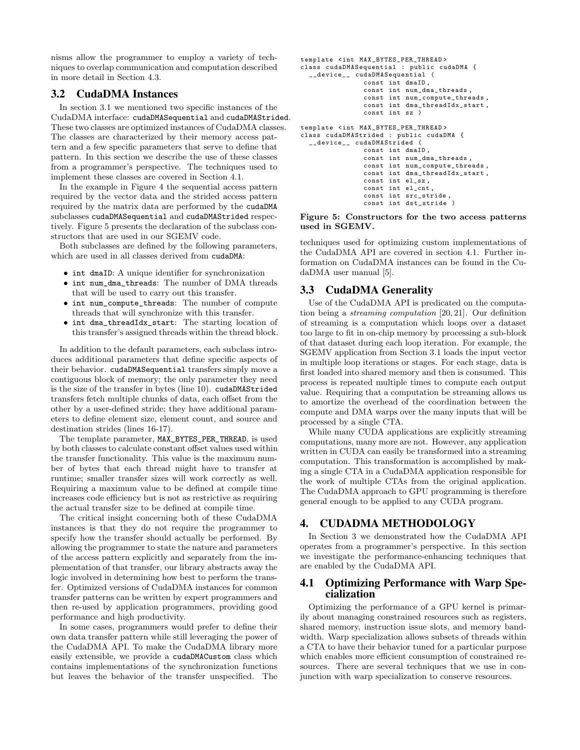nisms allow the programmer to employ a variety of techniques to overlap communication and computation described in more detail in Section 4.3.

## 3.2 CudaDMA Instances

In section 3.1 we mentioned two specific instances of the CudaDMA interface: cudaDMASequential and cudaDMAStrided. These two classes are optimized instances of CudaDMA classes. The classes are characterized by their memory access pattern and a few specific parameters that serve to define that pattern. In this section we describe the use of these classes from a programmer's perspective. The techniques used to implement these classes are covered in Section 4.1.

In the example in Figure 4 the sequential access pattern required by the vector data and the strided access pattern required by the matrix data are performed by the cudaDMA subclasses cudaDMASequential and cudaDMAStrided respectively. Figure 5 presents the declaration of the subclass constructors that are used in our SGEMV code.

Both subclasses are defined by the following parameters, which are used in all classes derived from cudaDMA:

- int dmaID: A unique identifier for synchronization
- int num_dma_threads: The number of DMA threads that will be used to carry out this transfer.
- int num_compute_threads: The number of compute threads that will synchronize with this transfer.
- int dma_threadIdx_start: The starting location of this transfer's assigned threads within the thread block.

In addition to the default parameters, each subclass introduces additional parameters that define specific aspects of their behavior. cudaDMASequential transfers simply move a contiguous block of memory; the only parameter they need is the size of the transfer in bytes (line 10). cudaDMAStrided transfers fetch multiple chunks of data, each offset from the other by a user-defined stride; they have additional parameters to define element size, element count, and source and destination strides (lines 16-17).

The template parameter, MAX_BYTES_PER_THREAD, is used by both classes to calculate constant offset values used within the transfer functionality. This value is the maximum number of bytes that each thread might have to transfer at runtime; smaller transfer sizes will work correctly as well. Requiring a maximum value to be defined at compile time increases code efficiency but is not as restrictive as requiring the actual transfer size to be defined at compile time.

The critical insight concerning both of these CudaDMA instances is that they do not require the programmer to specify how the transfer should actually be performed. By allowing the programmer to state the nature and parameters of the access pattern explicitly and separately from the implementation of that transfer, our library abstracts away the logic involved in determining how best to perform the transfer. Optimized versions of CudaDMA instances for common transfer patterns can be written by expert programmers and then re-used by application programmers, providing good performance and high productivity.

In some cases, programmers would prefer to define their own data transfer pattern while still leveraging the power of the CudaDMA API. To make the CudaDMA library more easily extensible, we provide a cudaDMACustom class which contains implementations of the synchronization functions but leaves the behavior of the transfer unspecified. The techniques used for optimizing custom implementations of the CudaDMA API are covered in section 4.1. Further information on CudaDMA instances can be found in the CudaDMA user manual [5].

```
template <int MAX_BYTES_PER_THREAD>
class cudaDMASequential : public cudaDMA {
  __device__ cudaDMASequential (
              const int dmaID,
              const int num_dma_threads,
              const int num_compute_threads,
              const int dma_threadIdx_start,
              const int sz )

template <int MAX_BYTES_PER_THREAD>
class cudaDMAStrided : public cudaDMA {
  __device__ cudaDMAStrided (
              const int dmaID,
              const int num_dma_threads,
              const int num_compute_threads,
              const int dma_threadIdx_start,
              const int el_sz,
              const int el_cnt,
              const int src_stride,
              const int dst_stride )
```

**Figure 5: Constructors for the two access patterns used in SGEMV.**

## 3.3 CudaDMA Generality

Use of the CudaDMA API is predicated on the computation being a *streaming computation* [20, 21]. Our definition of streaming is a computation which loops over a dataset too large to fit in on-chip memory by processing a sub-block of that dataset during each loop iteration. For example, the SGEMV application from Section 3.1 loads the input vector in multiple loop iterations or stages. For each stage, data is first loaded into shared memory and then is consumed. This process is repeated multiple times to compute each output value. Requiring that a computation be streaming allows us to amortize the overhead of the coordination between the compute and DMA warps over the many inputs that will be processed by a single CTA.

While many CUDA applications are explicitly streaming computations, many more are not. However, any application written in CUDA can easily be transformed into a streaming computation. This transformation is accomplished by making a single CTA in a CudaDMA application responsible for the work of multiple CTAs from the original application. The CudaDMA approach to GPU programming is therefore general enough to be applied to any CUDA program.

# 4. CUDADMA METHODOLOGY

In Section 3 we demonstrated how the CudaDMA API operates from a programmer's perspective. In this section we investigate the performance-enhancing techniques that are enabled by the CudaDMA API.

## 4.1 Optimizing Performance with Warp Specialization

Optimizing the performance of a GPU kernel is primarily about managing constrained resources such as registers, shared memory, instruction issue slots, and memory bandwidth. Warp specialization allows subsets of threads within a CTA to have their behavior tuned for a particular purpose which enables more efficient consumption of constrained resources. There are several techniques that we use in conjunction with warp specialization to conserve resources.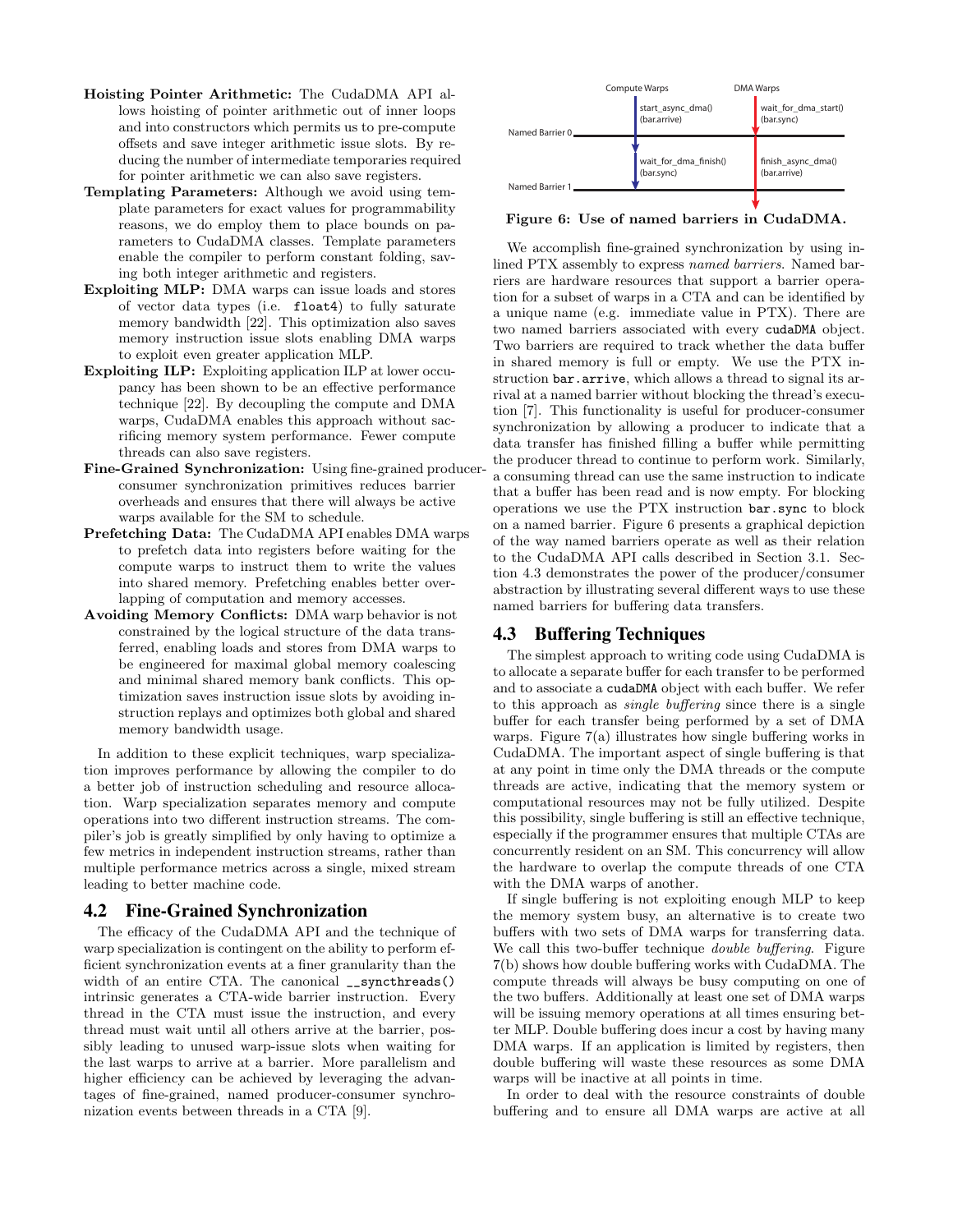- **Hoisting Pointer Arithmetic:** The CudaDMA API allows hoisting of pointer arithmetic out of inner loops and into constructors which permits us to pre-compute offsets and save integer arithmetic issue slots. By reducing the number of intermediate temporaries required for pointer arithmetic we can also save registers.
- **Templating Parameters:** Although we avoid using template parameters for exact values for programmability reasons, we do employ them to place bounds on parameters to CudaDMA classes. Template parameters enable the compiler to perform constant folding, saving both integer arithmetic and registers.
- **Exploiting MLP:** DMA warps can issue loads and stores of vector data types (i.e. `float4`) to fully saturate memory bandwidth [22]. This optimization also saves memory instruction issue slots enabling DMA warps to exploit even greater application MLP.
- **Exploiting ILP:** Exploiting application ILP at lower occupancy has been shown to be an effective performance technique [22]. By decoupling the compute and DMA warps, CudaDMA enables this approach without sacrificing memory system performance. Fewer compute threads can also save registers.
- **Fine-Grained Synchronization:** Using fine-grained producer-consumer synchronization primitives reduces barrier overheads and ensures that there will always be active warps available for the SM to schedule.
- **Prefetching Data:** The CudaDMA API enables DMA warps to prefetch data into registers before waiting for the compute warps to instruct them to write the values into shared memory. Prefetching enables better overlapping of computation and memory accesses.
- **Avoiding Memory Conflicts:** DMA warp behavior is not constrained by the logical structure of the data transferred, enabling loads and stores from DMA warps to be engineered for maximal global memory coalescing and minimal shared memory bank conflicts. This optimization saves instruction issue slots by avoiding instruction replays and optimizes both global and shared memory bandwidth usage.

In addition to these explicit techniques, warp specialization improves performance by allowing the compiler to do a better job of instruction scheduling and resource allocation. Warp specialization separates memory and compute operations into two different instruction streams. The compiler's job is greatly simplified by only having to optimize a few metrics in independent instruction streams, rather than multiple performance metrics across a single, mixed stream leading to better machine code.

## 4.2 Fine-Grained Synchronization

The efficacy of the CudaDMA API and the technique of warp specialization is contingent on the ability to perform efficient synchronization events at a finer granularity than the width of an entire CTA. The canonical `__syncthreads()` intrinsic generates a CTA-wide barrier instruction. Every thread in the CTA must issue the instruction, and every thread must wait until all others arrive at the barrier, possibly leading to unused warp-issue slots when waiting for the last warps to arrive at a barrier. More parallelism and higher efficiency can be achieved by leveraging the advantages of fine-grained, named producer-consumer synchronization events between threads in a CTA [9].

Compute Warps
DMA Warps
start_async_dma() (bar.arrive)
wait_for_dma_start() (bar.sync)
Named Barrier 0
wait_for_dma_finish() (bar.sync)
finish_async_dma() (bar.arrive)
Named Barrier 1

**Figure 6: Use of named barriers in CudaDMA.**

We accomplish fine-grained synchronization by using inlined PTX assembly to express *named barriers*. Named barriers are hardware resources that support a barrier operation for a subset of warps in a CTA and can be identified by a unique name (e.g. immediate value in PTX). There are two named barriers associated with every `cudaDMA` object. Two barriers are required to track whether the data buffer in shared memory is full or empty. We use the PTX instruction `bar.arrive`, which allows a thread to signal its arrival at a named barrier without blocking the thread's execution [7]. This functionality is useful for producer-consumer synchronization by allowing a producer to indicate that a data transfer has finished filling a buffer while permitting the producer thread to continue to perform work. Similarly, a consuming thread can use the same instruction to indicate that a buffer has been read and is now empty. For blocking operations we use the PTX instruction `bar.sync` to block on a named barrier. Figure 6 presents a graphical depiction of the way named barriers operate as well as their relation to the CudaDMA API calls described in Section 3.1. Section 4.3 demonstrates the power of the producer/consumer abstraction by illustrating several different ways to use these named barriers for buffering data transfers.

## 4.3 Buffering Techniques

The simplest approach to writing code using CudaDMA is to allocate a separate buffer for each transfer to be performed and to associate a `cudaDMA` object with each buffer. We refer to this approach as *single buffering* since there is a single buffer for each transfer being performed by a set of DMA warps. Figure 7(a) illustrates how single buffering works in CudaDMA. The important aspect of single buffering is that at any point in time only the DMA threads or the compute threads are active, indicating that the memory system or computational resources may not be fully utilized. Despite this possibility, single buffering is still an effective technique, especially if the programmer ensures that multiple CTAs are concurrently resident on an SM. This concurrency will allow the hardware to overlap the compute threads of one CTA with the DMA warps of another.

If single buffering is not exploiting enough MLP to keep the memory system busy, an alternative is to create two buffers with two sets of DMA warps for transferring data. We call this two-buffer technique *double buffering*. Figure 7(b) shows how double buffering works with CudaDMA. The compute threads will always be busy computing on one of the two buffers. Additionally at least one set of DMA warps will be issuing memory operations at all times ensuring better MLP. Double buffering does incur a cost by having many DMA warps. If an application is limited by registers, then double buffering will waste these resources as some DMA warps will be inactive at all points in time.

In order to deal with the resource constraints of double buffering and to ensure all DMA warps are active at all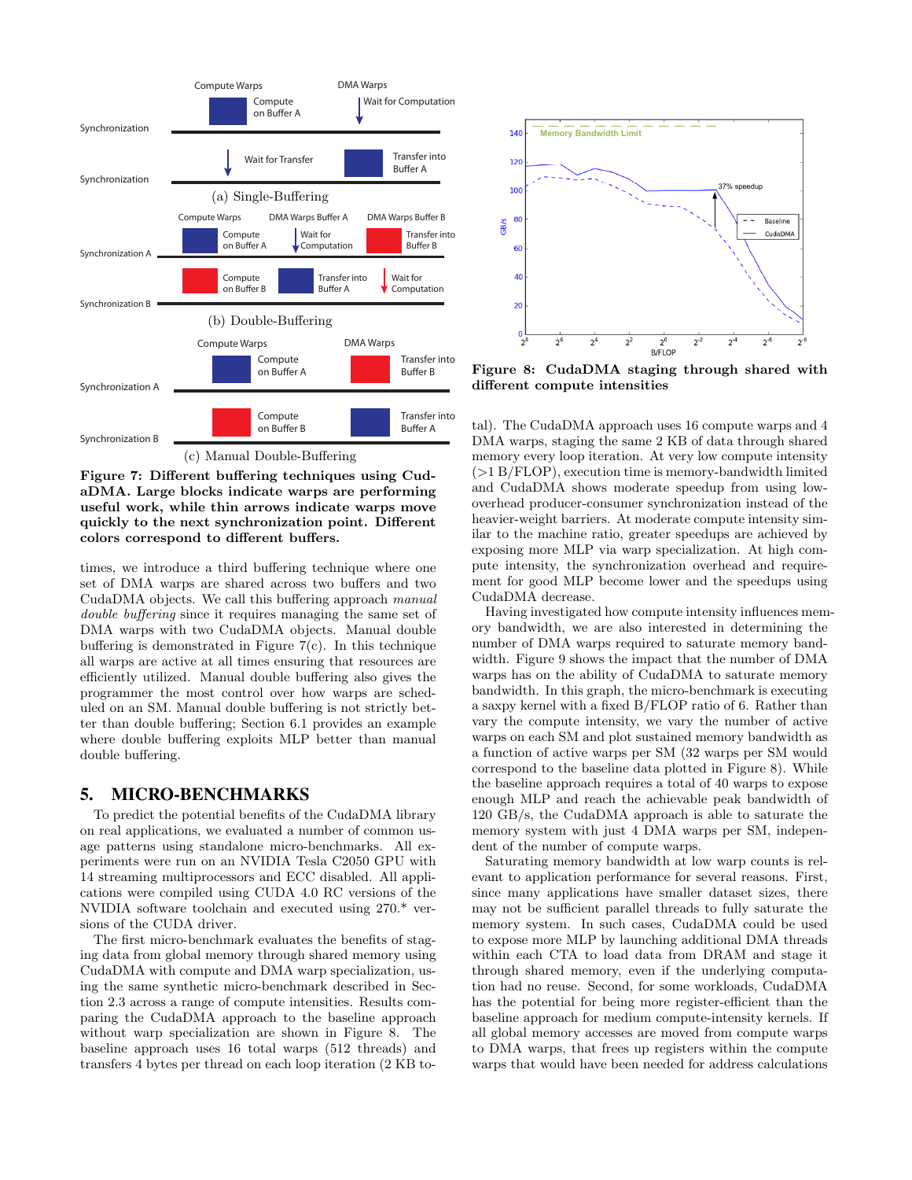**Figure 7: Different buffering techniques using CudaDMA. Large blocks indicate warps are performing useful work, while thin arrows indicate warps move quickly to the next synchronization point. Different colors correspond to different buffers.**

times, we introduce a third buffering technique where one set of DMA warps are shared across two buffers and two CudaDMA objects. We call this buffering approach *manual double buffering* since it requires managing the same set of DMA warps with two CudaDMA objects. Manual double buffering is demonstrated in Figure 7(c). In this technique all warps are active at all times ensuring that resources are efficiently utilized. Manual double buffering also gives the programmer the most control over how warps are scheduled on an SM. Manual double buffering is not strictly better than double buffering; Section 6.1 provides an example where double buffering exploits MLP better than manual double buffering.

## 5. MICRO-BENCHMARKS

To predict the potential benefits of the CudaDMA library on real applications, we evaluated a number of common usage patterns using standalone micro-benchmarks. All experiments were run on an NVIDIA Tesla C2050 GPU with 14 streaming multiprocessors and ECC disabled. All applications were compiled using CUDA 4.0 RC versions of the NVIDIA software toolchain and executed using 270.* versions of the CUDA driver.

The first micro-benchmark evaluates the benefits of staging data from global memory through shared memory using CudaDMA with compute and DMA warp specialization, using the same synthetic micro-benchmark described in Section 2.3 across a range of compute intensities. Results comparing the CudaDMA approach to the baseline approach without warp specialization are shown in Figure 8. The baseline approach uses 16 total warps (512 threads) and transfers 4 bytes per thread on each loop iteration (2 KB total). The CudaDMA approach uses 16 compute warps and 4 DMA warps, staging the same 2 KB of data through shared memory every loop iteration. At very low compute intensity (>1 B/FLOP), execution time is memory-bandwidth limited and CudaDMA shows moderate speedup from using low-overhead producer-consumer synchronization instead of the heavier-weight barriers. At moderate compute intensity similar to the machine ratio, greater speedups are achieved by exposing more MLP via warp specialization. At high compute intensity, the synchronization overhead and requirement for good MLP become lower and the speedups using CudaDMA decrease.

**Figure 8: CudaDMA staging through shared with different compute intensities**

Having investigated how compute intensity influences memory bandwidth, we are also interested in determining the number of DMA warps required to saturate memory bandwidth. Figure 9 shows the impact that the number of DMA warps has on the ability of CudaDMA to saturate memory bandwidth. In this graph, the micro-benchmark is executing a saxpy kernel with a fixed B/FLOP ratio of 6. Rather than vary the compute intensity, we vary the number of active warps on each SM and plot sustained memory bandwidth as a function of active warps per SM (32 warps per SM would correspond to the baseline data plotted in Figure 8). While the baseline approach requires a total of 40 warps to expose enough MLP and reach the achievable peak bandwidth of 120 GB/s, the CudaDMA approach is able to saturate the memory system with just 4 DMA warps per SM, independent of the number of compute warps.

Saturating memory bandwidth at low warp counts is relevant to application performance for several reasons. First, since many applications have smaller dataset sizes, there may not be sufficient parallel threads to fully saturate the memory system. In such cases, CudaDMA could be used to expose more MLP by launching additional DMA threads within each CTA to load data from DRAM and stage it through shared memory, even if the underlying computation had no reuse. Second, for some workloads, CudaDMA has the potential for being more register-efficient than the baseline approach for medium compute-intensity kernels. If all global memory accesses are moved from compute warps to DMA warps, that frees up registers within the compute warps that would have been needed for address calculations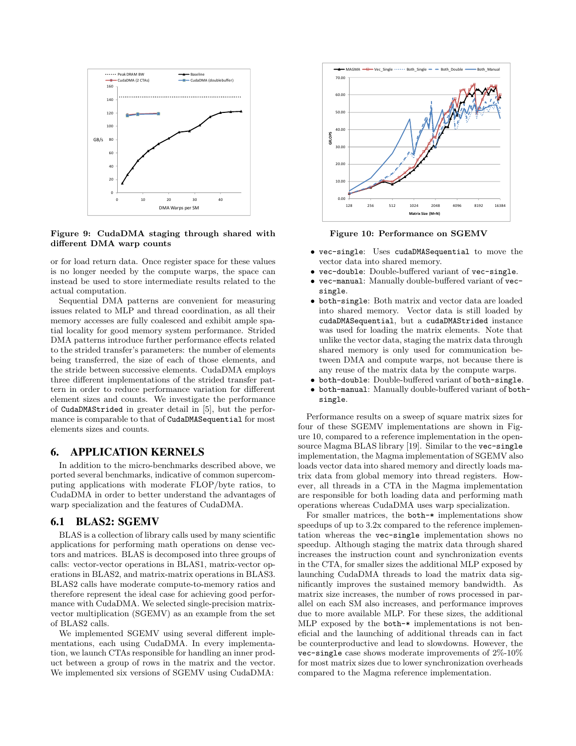Figure 9: CudaDMA staging through shared with different DMA warp counts

or for load return data. Once register space for these values is no longer needed by the compute warps, the space can instead be used to store intermediate results related to the actual computation.

Sequential DMA patterns are convenient for measuring issues related to MLP and thread coordination, as all their memory accesses are fully coalesced and exhibit ample spatial locality for good memory system performance. Strided DMA patterns introduce further performance effects related to the strided transfer's parameters: the number of elements being transferred, the size of each of those elements, and the stride between successive elements. CudaDMA employs three different implementations of the strided transfer pattern in order to reduce performance variation for different element sizes and counts. We investigate the performance of `CudaDMAStrided` in greater detail in [5], but the performance is comparable to that of `CudaDMASequential` for most elements sizes and counts.

# 6. APPLICATION KERNELS

In addition to the micro-benchmarks described above, we ported several benchmarks, indicative of common supercomputing applications with moderate FLOP/byte ratios, to CudaDMA in order to better understand the advantages of warp specialization and the features of CudaDMA.

## 6.1 BLAS2: SGEMV

BLAS is a collection of library calls used by many scientific applications for performing math operations on dense vectors and matrices. BLAS is decomposed into three groups of calls: vector-vector operations in BLAS1, matrix-vector operations in BLAS2, and matrix-matrix operations in BLAS3. BLAS2 calls have moderate compute-to-memory ratios and therefore represent the ideal case for achieving good performance with CudaDMA. We selected single-precision matrix-vector multiplication (SGEMV) as an example from the set of BLAS2 calls.

We implemented SGEMV using several different implementations, each using CudaDMA. In every implementation, we launch CTAs responsible for handling an inner product between a group of rows in the matrix and the vector. We implemented six versions of SGEMV using CudaDMA:

Figure 10: Performance on SGEMV

- `vec-single`: Uses `cudaDMASequential` to move the vector data into shared memory.
- `vec-double`: Double-buffered variant of `vec-single`.
- `vec-manual`: Manually double-buffered variant of `vec-single`.
- `both-single`: Both matrix and vector data are loaded into shared memory. Vector data is still loaded by `cudaDMASequential`, but a `cudaDMAStrided` instance was used for loading the matrix elements. Note that unlike the vector data, staging the matrix data through shared memory is only used for communication between DMA and compute warps, not because there is any reuse of the matrix data by the compute warps.
- `both-double`: Double-buffered variant of `both-single`.
- `both-manual`: Manually double-buffered variant of `both-single`.

Performance results on a sweep of square matrix sizes for four of these SGEMV implementations are shown in Figure 10, compared to a reference implementation in the open-source Magma BLAS library [19]. Similar to the `vec-single` implementation, the Magma implementation of SGEMV also loads vector data into shared memory and directly loads matrix data from global memory into thread registers. However, all threads in a CTA in the Magma implementation are responsible for both loading data and performing math operations whereas CudaDMA uses warp specialization.

For smaller matrices, the `both-*` implementations show speedups of up to 3.2x compared to the reference implementation whereas the `vec-single` implementation shows no speedup. Although staging the matrix data through shared increases the instruction count and synchronization events in the CTA, for smaller sizes the additional MLP exposed by launching CudaDMA threads to load the matrix data significantly improves the sustained memory bandwidth. As matrix size increases, the number of rows processed in parallel on each SM also increases, and performance improves due to more available MLP. For these sizes, the additional MLP exposed by the `both-*` implementations is not beneficial and the launching of additional threads can in fact be counterproductive and lead to slowdowns. However, the `vec-single` case shows moderate improvements of 2%-10% for most matrix sizes due to lower synchronization overheads compared to the Magma reference implementation.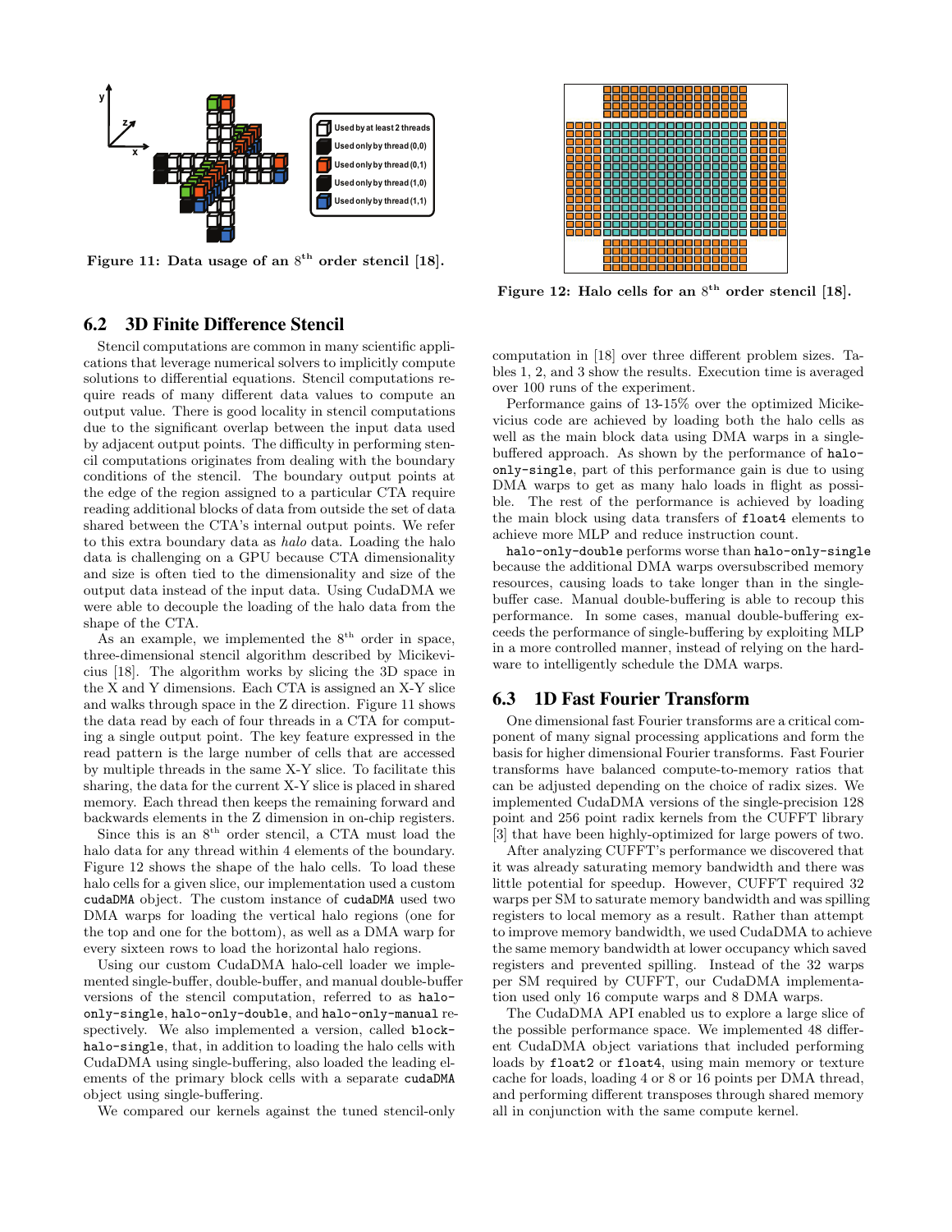Figure 11: Data usage of an $8^{th}$ order stencil [18].

Figure 12: Halo cells for an $8^{th}$ order stencil [18].

### 6.2 3D Finite Difference Stencil

Stencil computations are common in many scientific applications that leverage numerical solvers to implicitly compute solutions to differential equations. Stencil computations require reads of many different data values to compute an output value. There is good locality in stencil computations due to the significant overlap between the input data used by adjacent output points. The difficulty in performing stencil computations originates from dealing with the boundary conditions of the stencil. The boundary output points at the edge of the region assigned to a particular CTA require reading additional blocks of data from outside the set of data shared between the CTA's internal output points. We refer to this extra boundary data as *halo* data. Loading the halo data is challenging on a GPU because CTA dimensionality and size is often tied to the dimensionality and size of the output data instead of the input data. Using CudaDMA we were able to decouple the loading of the halo data from the shape of the CTA.

As an example, we implemented the $8^{th}$ order in space, three-dimensional stencil algorithm described by Micikevicius [18]. The algorithm works by slicing the 3D space in the X and Y dimensions. Each CTA is assigned an X-Y slice and walks through space in the Z direction. Figure 11 shows the data read by each of four threads in a CTA for computing a single output point. The key feature expressed in the read pattern is the large number of cells that are accessed by multiple threads in the same X-Y slice. To facilitate this sharing, the data for the current X-Y slice is placed in shared memory. Each thread then keeps the remaining forward and backwards elements in the Z dimension in on-chip registers.

Since this is an $8^{th}$ order stencil, a CTA must load the halo data for any thread within 4 elements of the boundary. Figure 12 shows the shape of the halo cells. To load these halo cells for a given slice, our implementation used a custom `cudaDMA` object. The custom instance of `cudaDMA` used two DMA warps for loading the vertical halo regions (one for the top and one for the bottom), as well as a DMA warp for every sixteen rows to load the horizontal halo regions.

Using our custom CudaDMA halo-cell loader we implemented single-buffer, double-buffer, and manual double-buffer versions of the stencil computation, referred to as `halo-only-single`, `halo-only-double`, and `halo-only-manual` respectively. We also implemented a version, called `block-halo-single`, that, in addition to loading the halo cells with CudaDMA using single-buffering, also loaded the leading elements of the primary block cells with a separate `cudaDMA` object using single-buffering.

We compared our kernels against the tuned stencil-only computation in [18] over three different problem sizes. Tables 1, 2, and 3 show the results. Execution time is averaged over 100 runs of the experiment.

Performance gains of 13-15% over the optimized Micikevicius code are achieved by loading both the halo cells as well as the main block data using DMA warps in a single-buffered approach. As shown by the performance of `halo-only-single`, part of this performance gain is due to using DMA warps to get as many halo loads in flight as possible. The rest of the performance is achieved by loading the main block using data transfers of `float4` elements to achieve more MLP and reduce instruction count.

`halo-only-double` performs worse than `halo-only-single` because the additional DMA warps oversubscribed memory resources, causing loads to take longer than in the single-buffer case. Manual double-buffering is able to recoup this performance. In some cases, manual double-buffering exceeds the performance of single-buffering by exploiting MLP in a more controlled manner, instead of relying on the hardware to intelligently schedule the DMA warps.

### 6.3 1D Fast Fourier Transform

One dimensional fast Fourier transforms are a critical component of many signal processing applications and form the basis for higher dimensional Fourier transforms. Fast Fourier transforms have balanced compute-to-memory ratios that can be adjusted depending on the choice of radix sizes. We implemented CudaDMA versions of the single-precision 128 point and 256 point radix kernels from the CUFFT library [3] that have been highly-optimized for large powers of two.

After analyzing CUFFT's performance we discovered that it was already saturating memory bandwidth and there was little potential for speedup. However, CUFFT required 32 warps per SM to saturate memory bandwidth and was spilling registers to local memory as a result. Rather than attempt to improve memory bandwidth, we used CudaDMA to achieve the same memory bandwidth at lower occupancy which saved registers and prevented spilling. Instead of the 32 warps per SM required by CUFFT, our CudaDMA implementation used only 16 compute warps and 8 DMA warps.

The CudaDMA API enabled us to explore a large slice of the possible performance space. We implemented 48 different CudaDMA object variations that included performing loads by `float2` or `float4`, using main memory or texture cache for loads, loading 4 or 8 or 16 points per DMA thread, and performing different transposes through shared memory all in conjunction with the same compute kernel.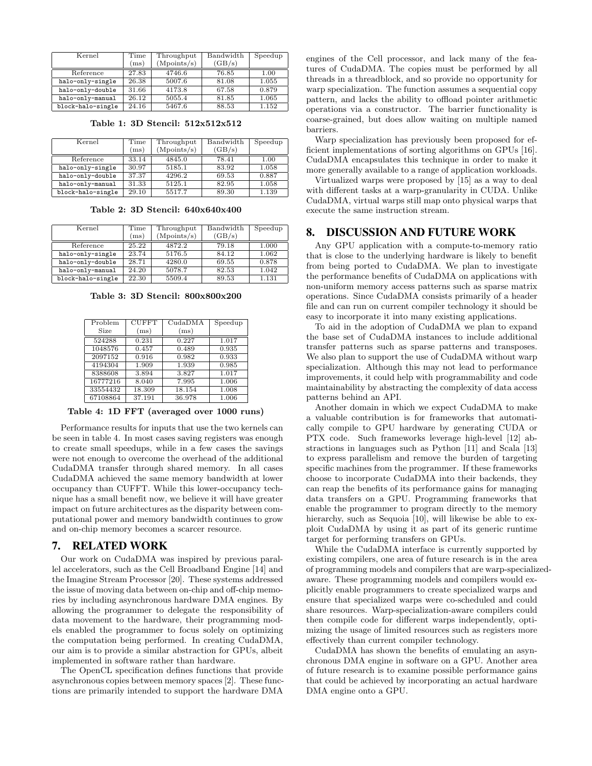| Kernel | Time (ms) | Throughput (Mpoints/s) | Bandwidth (GB/s) | Speedup |
|---|---|---|---|---|
| Reference | 27.83 | 4746.6 | 76.85 | 1.00 |
| `halo-only-single` | 26.38 | 5007.6 | 81.08 | 1.055 |
| `halo-only-double` | 31.66 | 4173.8 | 67.58 | 0.879 |
| `halo-only-manual` | 26.12 | 5055.4 | 81.85 | 1.065 |
| `block-halo-single` | 24.16 | 5467.6 | 88.53 | 1.152 |

**Table 1: 3D Stencil: 512x512x512**

| Kernel | Time (ms) | Throughput (Mpoints/s) | Bandwidth (GB/s) | Speedup |
|---|---|---|---|---|
| Reference | 33.14 | 4845.0 | 78.41 | 1.00 |
| `halo-only-single` | 30.97 | 5185.1 | 83.92 | 1.058 |
| `halo-only-double` | 37.37 | 4296.2 | 69.53 | 0.887 |
| `halo-only-manual` | 31.33 | 5125.1 | 82.95 | 1.058 |
| `block-halo-single` | 29.10 | 5517.7 | 89.30 | 1.139 |

**Table 2: 3D Stencil: 640x640x400**

| Kernel | Time (ms) | Throughput (Mpoints/s) | Bandwidth (GB/s) | Speedup |
|---|---|---|---|---|
| Reference | 25.22 | 4872.2 | 79.18 | 1.000 |
| `halo-only-single` | 23.74 | 5176.5 | 84.12 | 1.062 |
| `halo-only-double` | 28.71 | 4280.0 | 69.55 | 0.878 |
| `halo-only-manual` | 24.20 | 5078.7 | 82.53 | 1.042 |
| `block-halo-single` | 22.30 | 5509.4 | 89.53 | 1.131 |

**Table 3: 3D Stencil: 800x800x200**

| Problem Size | CUFFT (ms) | CudaDMA (ms) | Speedup |
|---|---|---|---|
| 524288 | 0.231 | 0.227 | 1.017 |
| 1048576 | 0.457 | 0.489 | 0.935 |
| 2097152 | 0.916 | 0.982 | 0.933 |
| 4194304 | 1.909 | 1.939 | 0.985 |
| 8388608 | 3.894 | 3.827 | 1.017 |
| 16777216 | 8.040 | 7.995 | 1.006 |
| 33554432 | 18.309 | 18.154 | 1.008 |
| 67108864 | 37.191 | 36.978 | 1.006 |

**Table 4: 1D FFT (averaged over 1000 runs)**

Performance results for inputs that use the two kernels can be seen in table 4. In most cases saving registers was enough to create small speedups, while in a few cases the savings were not enough to overcome the overhead of the additional CudaDMA transfer through shared memory. In all cases CudaDMA achieved the same memory bandwidth at lower occupancy than CUFFT. While this lower-occupancy technique has a small benefit now, we believe it will have greater impact on future architectures as the disparity between computational power and memory bandwidth continues to grow and on-chip memory becomes a scarcer resource.

## 7. RELATED WORK

Our work on CudaDMA was inspired by previous parallel accelerators, such as the Cell Broadband Engine [14] and the Imagine Stream Processor [20]. These systems addressed the issue of moving data between on-chip and off-chip memories by including asynchronous hardware DMA engines. By allowing the programmer to delegate the responsibility of data movement to the hardware, their programming models enabled the programmer to focus solely on optimizing the computation being performed. In creating CudaDMA, our aim is to provide a similar abstraction for GPUs, albeit implemented in software rather than hardware.

The OpenCL specification defines functions that provide asynchronous copies between memory spaces [2]. These functions are primarily intended to support the hardware DMA engines of the Cell processor, and lack many of the features of CudaDMA. The copies must be performed by all threads in a threadblock, and so provide no opportunity for warp specialization. The function assumes a sequential copy pattern, and lacks the ability to offload pointer arithmetic operations via a constructor. The barrier functionality is coarse-grained, but does allow waiting on multiple named barriers.

Warp specialization has previously been proposed for efficient implementations of sorting algorithms on GPUs [16]. CudaDMA encapsulates this technique in order to make it more generally available to a range of application workloads.

Virtualized warps were proposed by [15] as a way to deal with different tasks at a warp-granularity in CUDA. Unlike CudaDMA, virtual warps still map onto physical warps that execute the same instruction stream.

## 8. DISCUSSION AND FUTURE WORK

Any GPU application with a compute-to-memory ratio that is close to the underlying hardware is likely to benefit from being ported to CudaDMA. We plan to investigate the performance benefits of CudaDMA on applications with non-uniform memory access patterns such as sparse matrix operations. Since CudaDMA consists primarily of a header file and can run on current compiler technology it should be easy to incorporate it into many existing applications.

To aid in the adoption of CudaDMA we plan to expand the base set of CudaDMA instances to include additional transfer patterns such as sparse patterns and transposes. We also plan to support the use of CudaDMA without warp specialization. Although this may not lead to performance improvements, it could help with programmability and code maintainability by abstracting the complexity of data access patterns behind an API.

Another domain in which we expect CudaDMA to make a valuable contribution is for frameworks that automatically compile to GPU hardware by generating CUDA or PTX code. Such frameworks leverage high-level [12] abstractions in languages such as Python [11] and Scala [13] to express parallelism and remove the burden of targeting specific machines from the programmer. If these frameworks choose to incorporate CudaDMA into their backends, they can reap the benefits of its performance gains for managing data transfers on a GPU. Programming frameworks that enable the programmer to program directly to the memory hierarchy, such as Sequoia [10], will likewise be able to exploit CudaDMA by using it as part of its generic runtime target for performing transfers on GPUs.

While the CudaDMA interface is currently supported by existing compilers, one area of future research is in the area of programming models and compilers that are warp-specialized-aware. These programming models and compilers would explicitly enable programmers to create specialized warps and ensure that specialized warps were co-scheduled and could share resources. Warp-specialization-aware compilers could then compile code for different warps independently, optimizing the usage of limited resources such as registers more effectively than current compiler technology.

CudaDMA has shown the benefits of emulating an asynchronous DMA engine in software on a GPU. Another area of future research is to examine possible performance gains that could be achieved by incorporating an actual hardware DMA engine onto a GPU.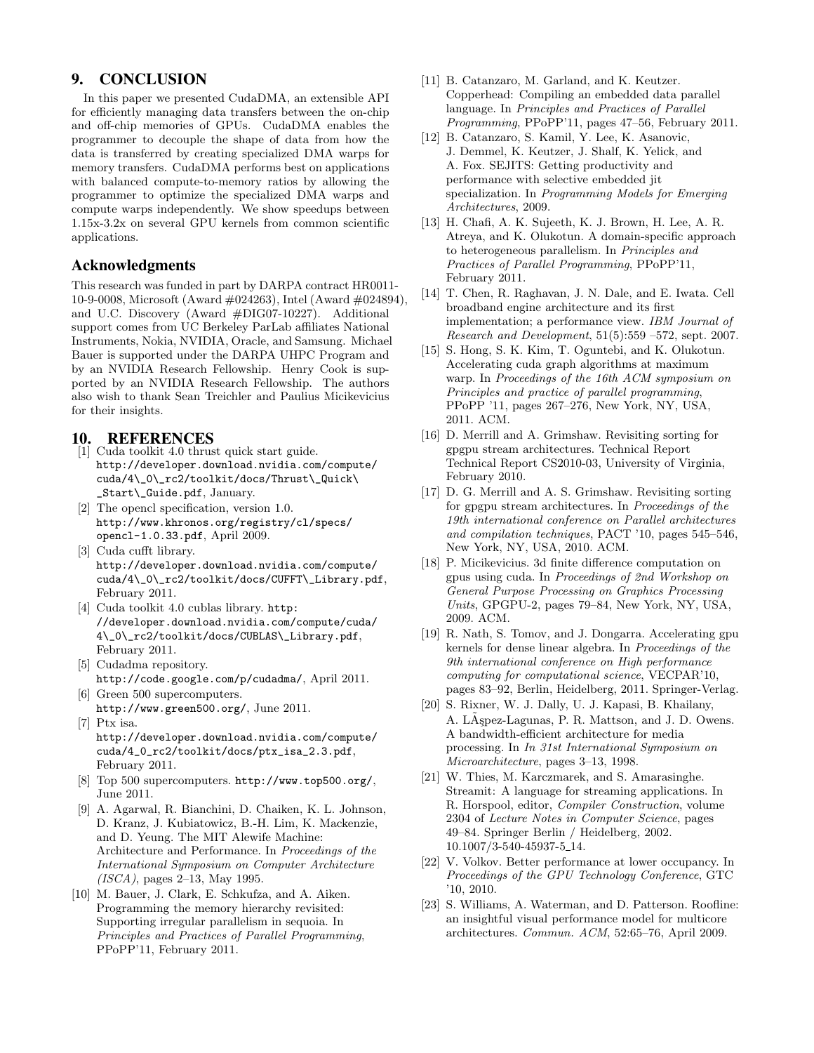## 9. CONCLUSION

In this paper we presented CudaDMA, an extensible API for efficiently managing data transfers between the on-chip and off-chip memories of GPUs. CudaDMA enables the programmer to decouple the shape of data from how the data is transferred by creating specialized DMA warps for memory transfers. CudaDMA performs best on applications with balanced compute-to-memory ratios by allowing the programmer to optimize the specialized DMA warps and compute warps independently. We show speedups between 1.15x-3.2x on several GPU kernels from common scientific applications.

### Acknowledgments

This research was funded in part by DARPA contract HR0011-10-9-0008, Microsoft (Award #024263), Intel (Award #024894), and U.C. Discovery (Award #DIG07-10227). Additional support comes from UC Berkeley ParLab affiliates National Instruments, Nokia, NVIDIA, Oracle, and Samsung. Michael Bauer is supported under the DARPA UHPC Program and by an NVIDIA Research Fellowship. Henry Cook is supported by an NVIDIA Research Fellowship. The authors also wish to thank Sean Treichler and Paulius Micikevicius for their insights.

## 10. REFERENCES

[1] Cuda toolkit 4.0 thrust quick start guide. http://developer.download.nvidia.com/compute/cuda/4\_0\_rc2/toolkit/docs/Thrust\_Quick\_Start\_Guide.pdf, January.

[2] The opencl specification, version 1.0. http://www.khronos.org/registry/cl/specs/opencl-1.0.33.pdf, April 2009.

[3] Cuda cufft library. http://developer.download.nvidia.com/compute/cuda/4\_0\_rc2/toolkit/docs/CUFFT\_Library.pdf, February 2011.

[4] Cuda toolkit 4.0 cublas library. http://developer.download.nvidia.com/compute/cuda/4\_0\_rc2/toolkit/docs/CUBLAS\_Library.pdf, February 2011.

[5] Cudadma repository. http://code.google.com/p/cudadma/, April 2011.

[6] Green 500 supercomputers. http://www.green500.org/, June 2011.

[7] Ptx isa. http://developer.download.nvidia.com/compute/cuda/4_0_rc2/toolkit/docs/ptx_isa_2.3.pdf, February 2011.

[8] Top 500 supercomputers. http://www.top500.org/, June 2011.

[9] A. Agarwal, R. Bianchini, D. Chaiken, K. L. Johnson, D. Kranz, J. Kubiatowicz, B.-H. Lim, K. Mackenzie, and D. Yeung. The MIT Alewife Machine: Architecture and Performance. In *Proceedings of the International Symposium on Computer Architecture (ISCA)*, pages 2–13, May 1995.

[10] M. Bauer, J. Clark, E. Schkufza, and A. Aiken. Programming the memory hierarchy revisited: Supporting irregular parallelism in sequoia. In *Principles and Practices of Parallel Programming*, PPoPP'11, February 2011.

[11] B. Catanzaro, M. Garland, and K. Keutzer. Copperhead: Compiling an embedded data parallel language. In *Principles and Practices of Parallel Programming*, PPoPP'11, pages 47–56, February 2011.

[12] B. Catanzaro, S. Kamil, Y. Lee, K. Asanovic, J. Demmel, K. Keutzer, J. Shalf, K. Yelick, and A. Fox. SEJITS: Getting productivity and performance with selective embedded jit specialization. In *Programming Models for Emerging Architectures*, 2009.

[13] H. Chafi, A. K. Sujeeth, K. J. Brown, H. Lee, A. R. Atreya, and K. Olukotun. A domain-specific approach to heterogeneous parallelism. In *Principles and Practices of Parallel Programming*, PPoPP'11, February 2011.

[14] T. Chen, R. Raghavan, J. N. Dale, and E. Iwata. Cell broadband engine architecture and its first implementation; a performance view. *IBM Journal of Research and Development*, 51(5):559 –572, sept. 2007.

[15] S. Hong, S. K. Kim, T. Oguntebi, and K. Olukotun. Accelerating cuda graph algorithms at maximum warp. In *Proceedings of the 16th ACM symposium on Principles and practice of parallel programming*, PPoPP '11, pages 267–276, New York, NY, USA, 2011. ACM.

[16] D. Merrill and A. Grimshaw. Revisiting sorting for gpgpu stream architectures. Technical Report Technical Report CS2010-03, University of Virginia, February 2010.

[17] D. G. Merrill and A. S. Grimshaw. Revisiting sorting for gpgpu stream architectures. In *Proceedings of the 19th international conference on Parallel architectures and compilation techniques*, PACT '10, pages 545–546, New York, NY, USA, 2010. ACM.

[18] P. Micikevicius. 3d finite difference computation on gpus using cuda. In *Proceedings of 2nd Workshop on General Purpose Processing on Graphics Processing Units*, GPGPU-2, pages 79–84, New York, NY, USA, 2009. ACM.

[19] R. Nath, S. Tomov, and J. Dongarra. Accelerating gpu kernels for dense linear algebra. In *Proceedings of the 9th international conference on High performance computing for computational science*, VECPAR'10, pages 83–92, Berlin, Heidelberg, 2011. Springer-Verlag.

[20] S. Rixner, W. J. Dally, U. J. Kapasi, B. Khailany, A. LÃşpez-Lagunas, P. R. Mattson, and J. D. Owens. A bandwidth-efficient architecture for media processing. In *In 31st International Symposium on Microarchitecture*, pages 3–13, 1998.

[21] W. Thies, M. Karczmarek, and S. Amarasinghe. Streamit: A language for streaming applications. In R. Horspool, editor, *Compiler Construction*, volume 2304 of *Lecture Notes in Computer Science*, pages 49–84. Springer Berlin / Heidelberg, 2002. 10.1007/3-540-45937-5_14.

[22] V. Volkov. Better performance at lower occupancy. In *Proceedings of the GPU Technology Conference*, GTC '10, 2010.

[23] S. Williams, A. Waterman, and D. Patterson. Roofline: an insightful visual performance model for multicore architectures. *Commun. ACM*, 52:65–76, April 2009.